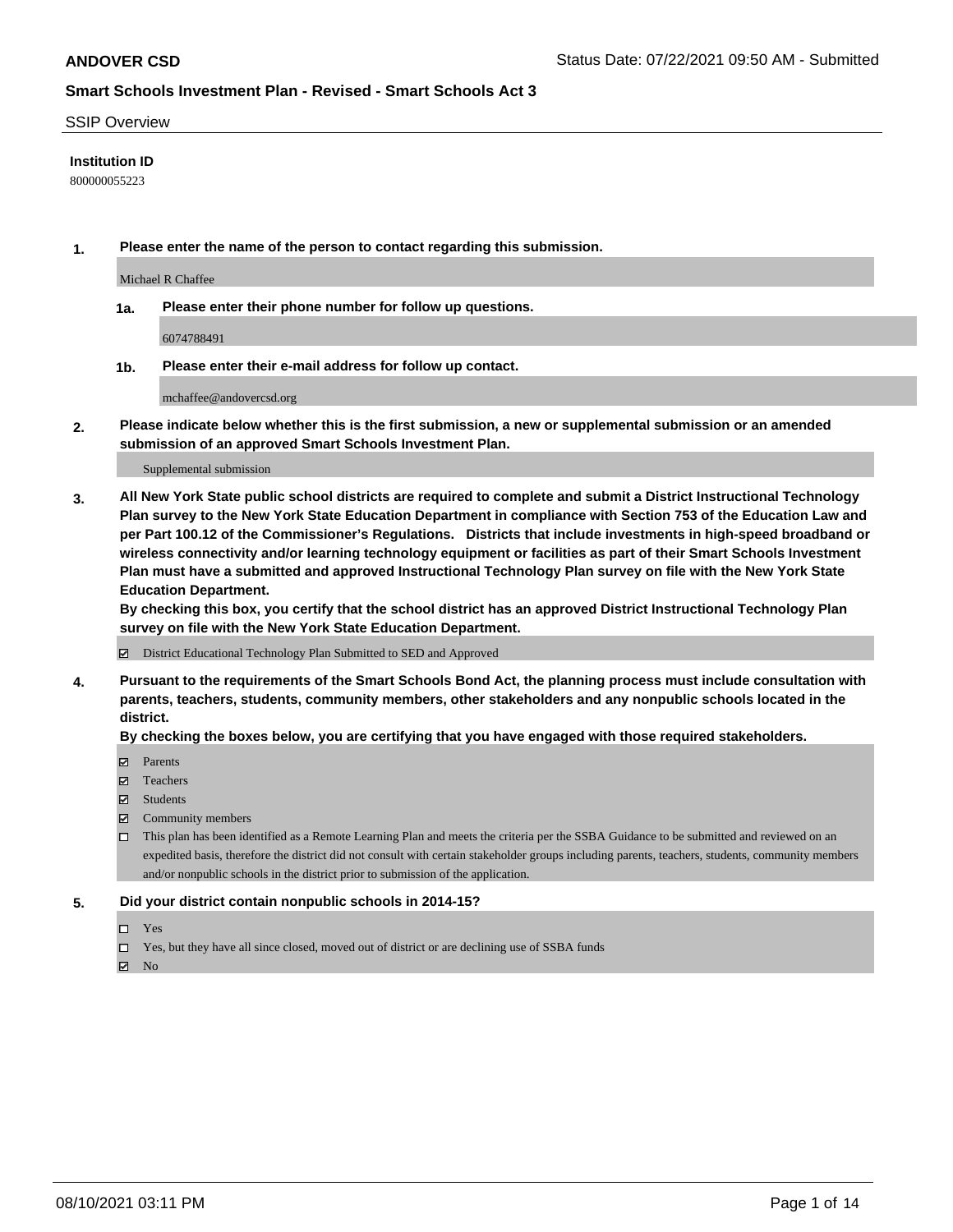**ANDOVER CSD**

Status Date: 07/22/2021 09:50 AM - Submitted

## Smart Schools Investment Plan - Revised - Smart Schools Act 3

SSIP Overview

**Institution ID**

800000055223

**1. Please enter the name of the person to contact regarding this submission.**

Michael R Chaffee

**1a. Please enter their phone number for follow up questions.**

6074788491

**1b. Please enter their e-mail address for follow up contact.**

mchaffee@andovercsd.org

**2. Please indicate below whether this is the first submission, a new or supplemental submission or an amended submission of an approved Smart Schools Investment Plan.**

Supplemental submission

**3. All New York State public school districts are required to complete and submit a District Instructional Technology Plan survey to the New York State Education Department in compliance with Section 753 of the Education Law and per Part 100.12 of the Commissioner's Regulations. Districts that include investments in high-speed broadband or wireless connectivity and/or learning technology equipment or facilities as part of their Smart Schools Investment Plan must have a submitted and approved Instructional Technology Plan survey on file with the New York State Education Department.**

**By checking this box, you certify that the school district has an approved District Instructional Technology Plan survey on file with the New York State Education Department.**

- [x] District Educational Technology Plan Submitted to SED and Approved

**4. Pursuant to the requirements of the Smart Schools Bond Act, the planning process must include consultation with parents, teachers, students, community members, other stakeholders and any nonpublic schools located in the district.**

**By checking the boxes below, you are certifying that you have engaged with those required stakeholders.**

- [x] Parents
- [x] Teachers
- [x] Students
- [x] Community members
- [ ] This plan has been identified as a Remote Learning Plan and meets the criteria per the SSBA Guidance to be submitted and reviewed on an expedited basis, therefore the district did not consult with certain stakeholder groups including parents, teachers, students, community members and/or nonpublic schools in the district prior to submission of the application.

**5. Did your district contain nonpublic schools in 2014-15?**

- [ ] Yes
- [ ] Yes, but they have all since closed, moved out of district or are declining use of SSBA funds
- [x] No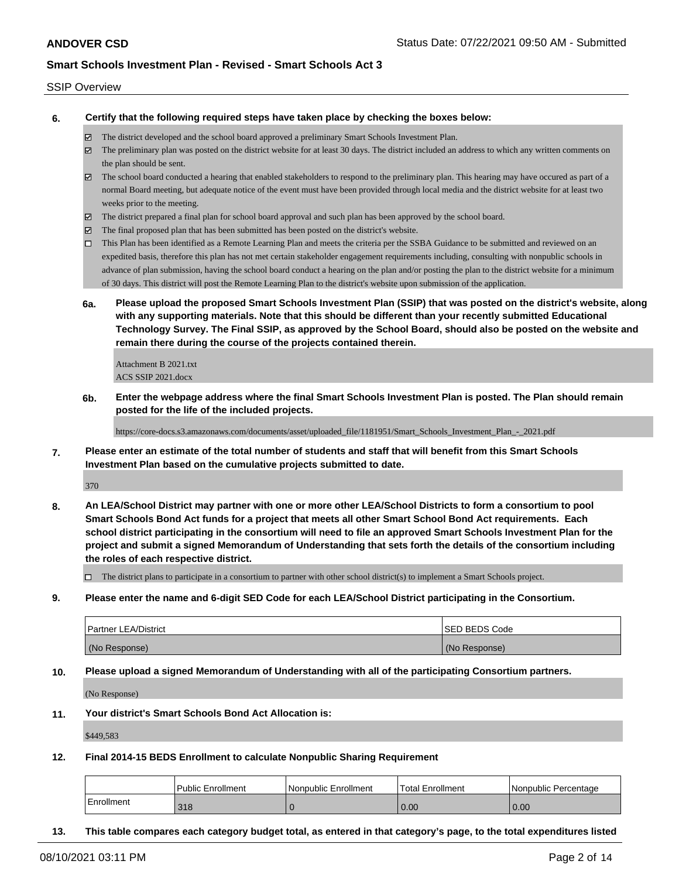SSIP Overview

**6. Certify that the following required steps have taken place by checking the boxes below:**

- ☑ The district developed and the school board approved a preliminary Smart Schools Investment Plan.
- ☑ The preliminary plan was posted on the district website for at least 30 days. The district included an address to which any written comments on the plan should be sent.
- ☑ The school board conducted a hearing that enabled stakeholders to respond to the preliminary plan. This hearing may have occured as part of a normal Board meeting, but adequate notice of the event must have been provided through local media and the district website for at least two weeks prior to the meeting.
- ☑ The district prepared a final plan for school board approval and such plan has been approved by the school board.
- ☑ The final proposed plan that has been submitted has been posted on the district's website.
- ☐ This Plan has been identified as a Remote Learning Plan and meets the criteria per the SSBA Guidance to be submitted and reviewed on an expedited basis, therefore this plan has not met certain stakeholder engagement requirements including, consulting with nonpublic schools in advance of plan submission, having the school board conduct a hearing on the plan and/or posting the plan to the district website for a minimum of 30 days. This district will post the Remote Learning Plan to the district's website upon submission of the application.

**6a. Please upload the proposed Smart Schools Investment Plan (SSIP) that was posted on the district's website, along with any supporting materials. Note that this should be different than your recently submitted Educational Technology Survey. The Final SSIP, as approved by the School Board, should also be posted on the website and remain there during the course of the projects contained therein.**

Attachment B 2021.txt
ACS SSIP 2021.docx

**6b. Enter the webpage address where the final Smart Schools Investment Plan is posted. The Plan should remain posted for the life of the included projects.**

https://core-docs.s3.amazonaws.com/documents/asset/uploaded_file/1181951/Smart_Schools_Investment_Plan_-_2021.pdf

**7. Please enter an estimate of the total number of students and staff that will benefit from this Smart Schools Investment Plan based on the cumulative projects submitted to date.**

370

**8. An LEA/School District may partner with one or more other LEA/School Districts to form a consortium to pool Smart Schools Bond Act funds for a project that meets all other Smart School Bond Act requirements. Each school district participating in the consortium will need to file an approved Smart Schools Investment Plan for the project and submit a signed Memorandum of Understanding that sets forth the details of the consortium including the roles of each respective district.**

- ☐ The district plans to participate in a consortium to partner with other school district(s) to implement a Smart Schools project.

**9. Please enter the name and 6-digit SED Code for each LEA/School District participating in the Consortium.**

| Partner LEA/District | SED BEDS Code |
|---|---|
| (No Response) | (No Response) |

**10. Please upload a signed Memorandum of Understanding with all of the participating Consortium partners.**

(No Response)

**11. Your district's Smart Schools Bond Act Allocation is:**

$449,583

**12. Final 2014-15 BEDS Enrollment to calculate Nonpublic Sharing Requirement**

| | Public Enrollment | Nonpublic Enrollment | Total Enrollment | Nonpublic Percentage |
|---|---|---|---|---|
| Enrollment | 318 | 0 | 0.00 | 0.00 |

**13. This table compares each category budget total, as entered in that category's page, to the total expenditures listed**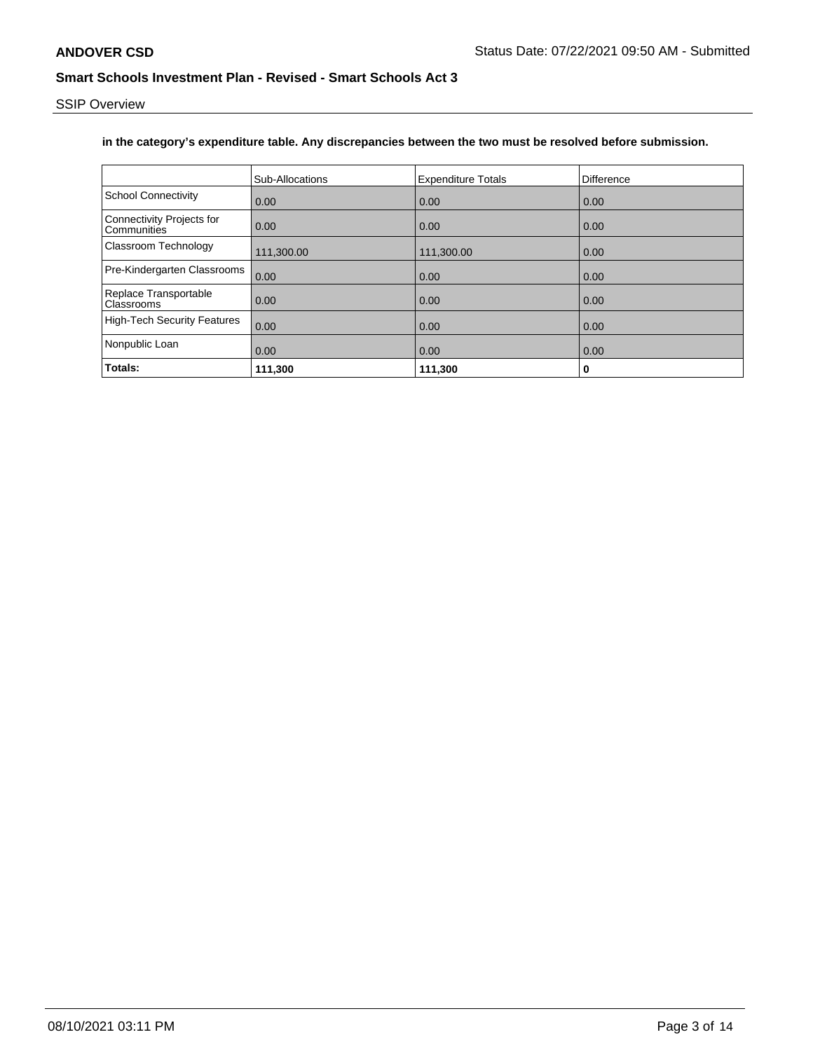**in the category's expenditure table. Any discrepancies between the two must be resolved before submission.**

| | Sub-Allocations | Expenditure Totals | Difference |
|---|---|---|---|
| School Connectivity | 0.00 | 0.00 | 0.00 |
| Connectivity Projects for Communities | 0.00 | 0.00 | 0.00 |
| Classroom Technology | 111,300.00 | 111,300.00 | 0.00 |
| Pre-Kindergarten Classrooms | 0.00 | 0.00 | 0.00 |
| Replace Transportable Classrooms | 0.00 | 0.00 | 0.00 |
| High-Tech Security Features | 0.00 | 0.00 | 0.00 |
| Nonpublic Loan | 0.00 | 0.00 | 0.00 |
| **Totals:** | **111,300** | **111,300** | **0** |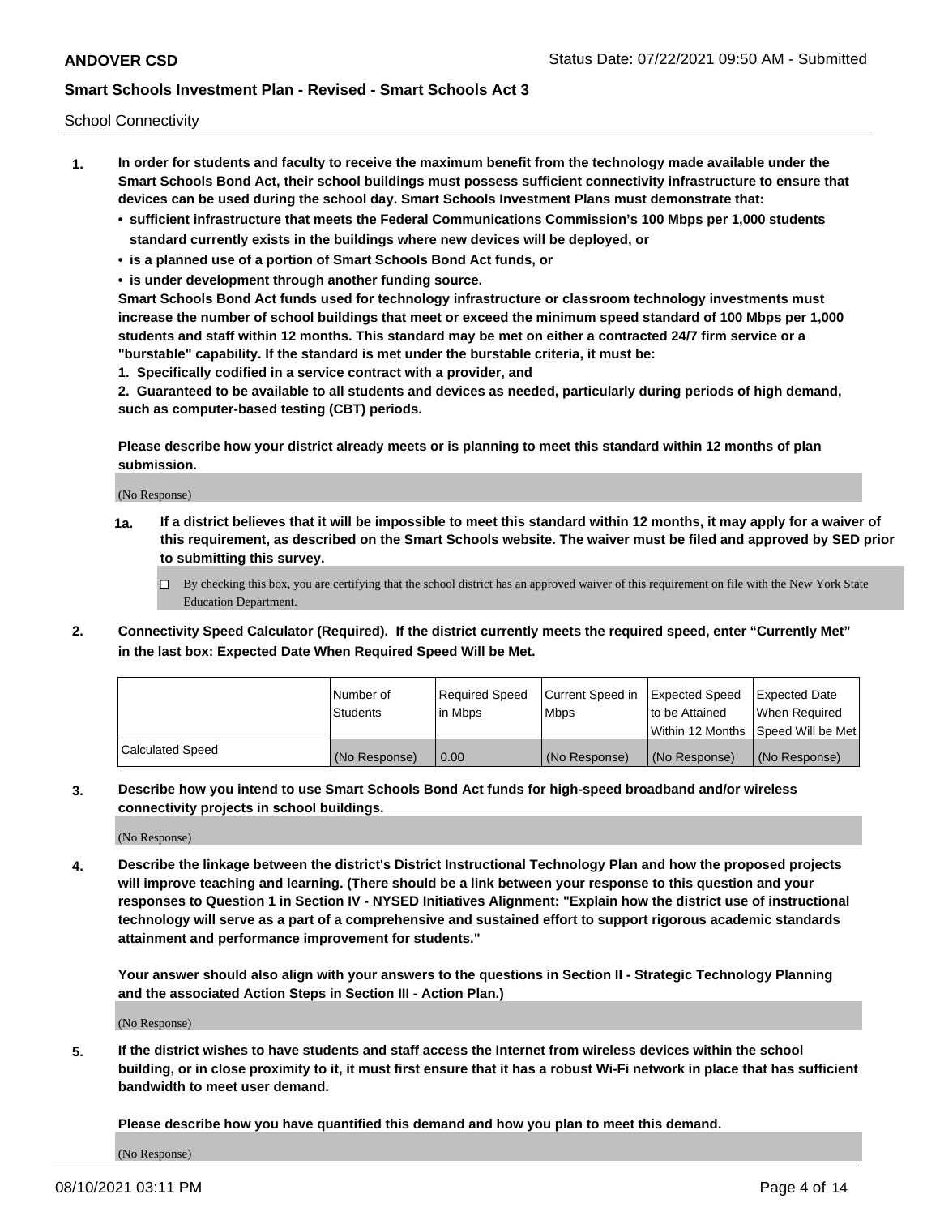School Connectivity

1. **In order for students and faculty to receive the maximum benefit from the technology made available under the Smart Schools Bond Act, their school buildings must possess sufficient connectivity infrastructure to ensure that devices can be used during the school day. Smart Schools Investment Plans must demonstrate that:**
   - **sufficient infrastructure that meets the Federal Communications Commission's 100 Mbps per 1,000 students standard currently exists in the buildings where new devices will be deployed, or**
   - **is a planned use of a portion of Smart Schools Bond Act funds, or**
   - **is under development through another funding source.**

   **Smart Schools Bond Act funds used for technology infrastructure or classroom technology investments must increase the number of school buildings that meet or exceed the minimum speed standard of 100 Mbps per 1,000 students and staff within 12 months. This standard may be met on either a contracted 24/7 firm service or a "burstable" capability. If the standard is met under the burstable criteria, it must be:**

   **1. Specifically codified in a service contract with a provider, and**

   **2. Guaranteed to be available to all students and devices as needed, particularly during periods of high demand, such as computer-based testing (CBT) periods.**

   **Please describe how your district already meets or is planning to meet this standard within 12 months of plan submission.**

   (No Response)

   **1a. If a district believes that it will be impossible to meet this standard within 12 months, it may apply for a waiver of this requirement, as described on the Smart Schools website. The waiver must be filed and approved by SED prior to submitting this survey.**

   ☐ By checking this box, you are certifying that the school district has an approved waiver of this requirement on file with the New York State Education Department.

2. **Connectivity Speed Calculator (Required). If the district currently meets the required speed, enter "Currently Met" in the last box: Expected Date When Required Speed Will be Met.**

| | Number of Students | Required Speed in Mbps | Current Speed in Mbps | Expected Speed to be Attained Within 12 Months | Expected Date When Required Speed Will be Met |
|---|---|---|---|---|---|
| Calculated Speed | (No Response) | 0.00 | (No Response) | (No Response) | (No Response) |

3. **Describe how you intend to use Smart Schools Bond Act funds for high-speed broadband and/or wireless connectivity projects in school buildings.**

   (No Response)

4. **Describe the linkage between the district's District Instructional Technology Plan and how the proposed projects will improve teaching and learning. (There should be a link between your response to this question and your responses to Question 1 in Section IV - NYSED Initiatives Alignment: "Explain how the district use of instructional technology will serve as a part of a comprehensive and sustained effort to support rigorous academic standards attainment and performance improvement for students."**

   **Your answer should also align with your answers to the questions in Section II - Strategic Technology Planning and the associated Action Steps in Section III - Action Plan.)**

   (No Response)

5. **If the district wishes to have students and staff access the Internet from wireless devices within the school building, or in close proximity to it, it must first ensure that it has a robust Wi-Fi network in place that has sufficient bandwidth to meet user demand.**

   **Please describe how you have quantified this demand and how you plan to meet this demand.**

   (No Response)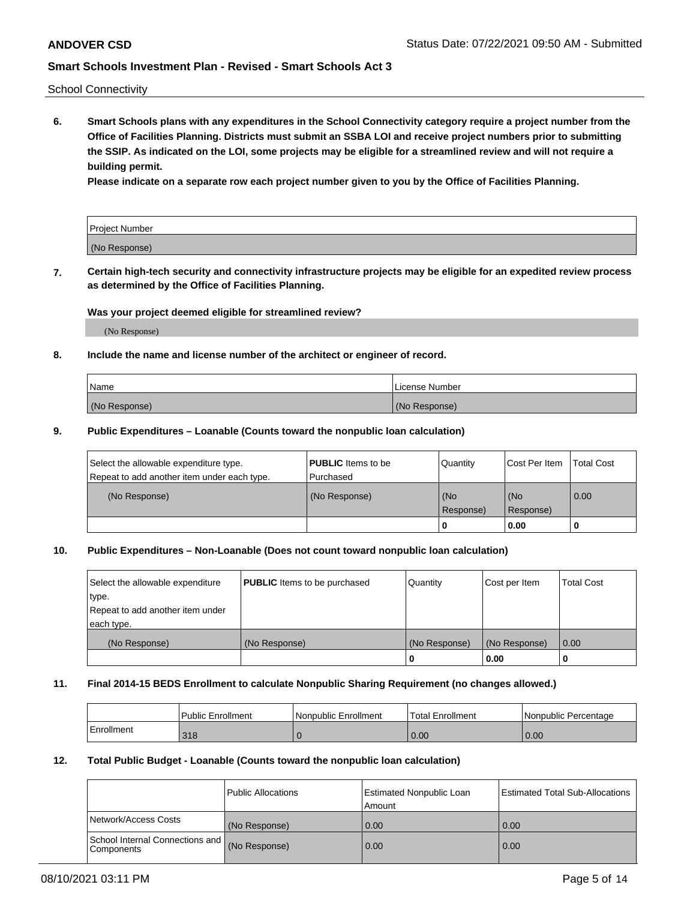School Connectivity

**6. Smart Schools plans with any expenditures in the School Connectivity category require a project number from the Office of Facilities Planning. Districts must submit an SSBA LOI and receive project numbers prior to submitting the SSIP. As indicated on the LOI, some projects may be eligible for a streamlined review and will not require a building permit.**

**Please indicate on a separate row each project number given to you by the Office of Facilities Planning.**

| Project Number |
| --- |
| (No Response) |

**7. Certain high-tech security and connectivity infrastructure projects may be eligible for an expedited review process as determined by the Office of Facilities Planning.**

**Was your project deemed eligible for streamlined review?**

(No Response)

**8. Include the name and license number of the architect or engineer of record.**

| Name | License Number |
| --- | --- |
| (No Response) | (No Response) |

**9. Public Expenditures – Loanable (Counts toward the nonpublic loan calculation)**

| Select the allowable expenditure type. Repeat to add another item under each type. | **PUBLIC** Items to be Purchased | Quantity | Cost Per Item | Total Cost |
| --- | --- | --- | --- | --- |
| (No Response) | (No Response) | (No Response) | (No Response) | 0.00 |
| | | 0 | 0.00 | 0 |

**10. Public Expenditures – Non-Loanable (Does not count toward nonpublic loan calculation)**

| Select the allowable expenditure type. Repeat to add another item under each type. | **PUBLIC** Items to be purchased | Quantity | Cost per Item | Total Cost |
| --- | --- | --- | --- | --- |
| (No Response) | (No Response) | (No Response) | (No Response) | 0.00 |
| | | 0 | 0.00 | 0 |

**11. Final 2014-15 BEDS Enrollment to calculate Nonpublic Sharing Requirement (no changes allowed.)**

| | Public Enrollment | Nonpublic Enrollment | Total Enrollment | Nonpublic Percentage |
| --- | --- | --- | --- | --- |
| Enrollment | 318 | 0 | 0.00 | 0.00 |

**12. Total Public Budget - Loanable (Counts toward the nonpublic loan calculation)**

| | Public Allocations | Estimated Nonpublic Loan Amount | Estimated Total Sub-Allocations |
| --- | --- | --- | --- |
| Network/Access Costs | (No Response) | 0.00 | 0.00 |
| School Internal Connections and Components | (No Response) | 0.00 | 0.00 |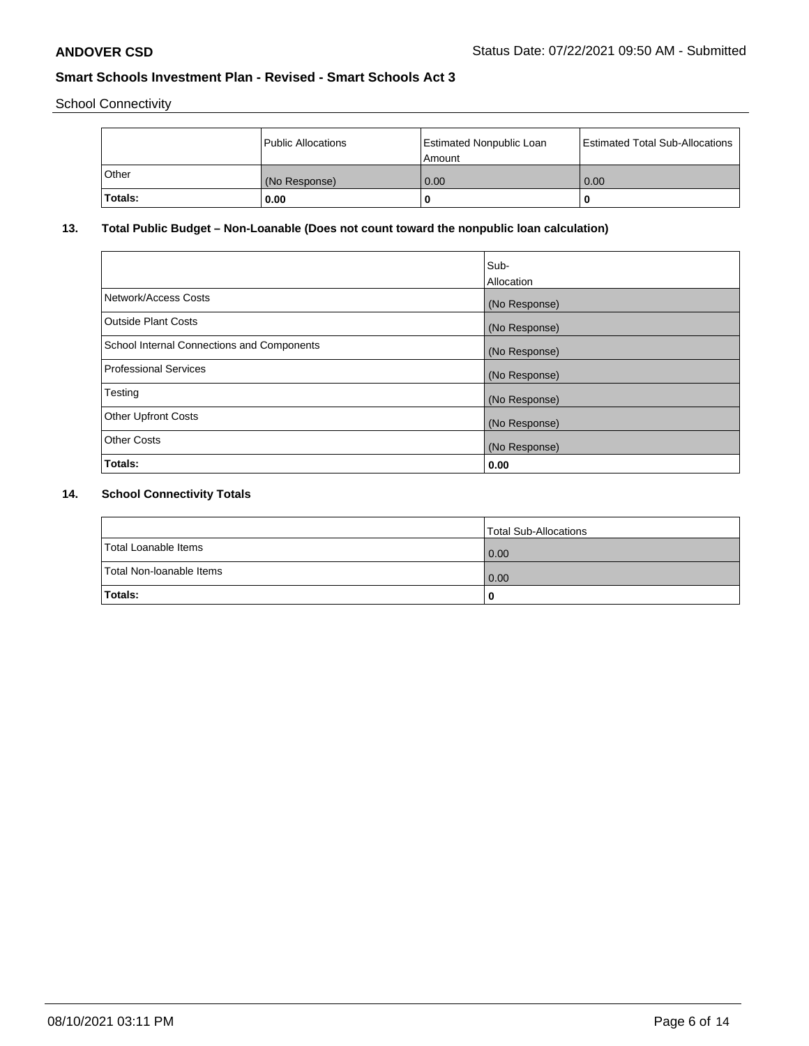School Connectivity

| | Public Allocations | Estimated Nonpublic Loan Amount | Estimated Total Sub-Allocations |
|---|---|---|---|
| Other | (No Response) | 0.00 | 0.00 |
| **Totals:** | **0.00** | **0** | **0** |

## 13. Total Public Budget – Non-Loanable (Does not count toward the nonpublic loan calculation)

| | Sub-Allocation |
|---|---|
| Network/Access Costs | (No Response) |
| Outside Plant Costs | (No Response) |
| School Internal Connections and Components | (No Response) |
| Professional Services | (No Response) |
| Testing | (No Response) |
| Other Upfront Costs | (No Response) |
| Other Costs | (No Response) |
| **Totals:** | **0.00** |

## 14. School Connectivity Totals

| | Total Sub-Allocations |
|---|---|
| Total Loanable Items | 0.00 |
| Total Non-loanable Items | 0.00 |
| **Totals:** | **0** |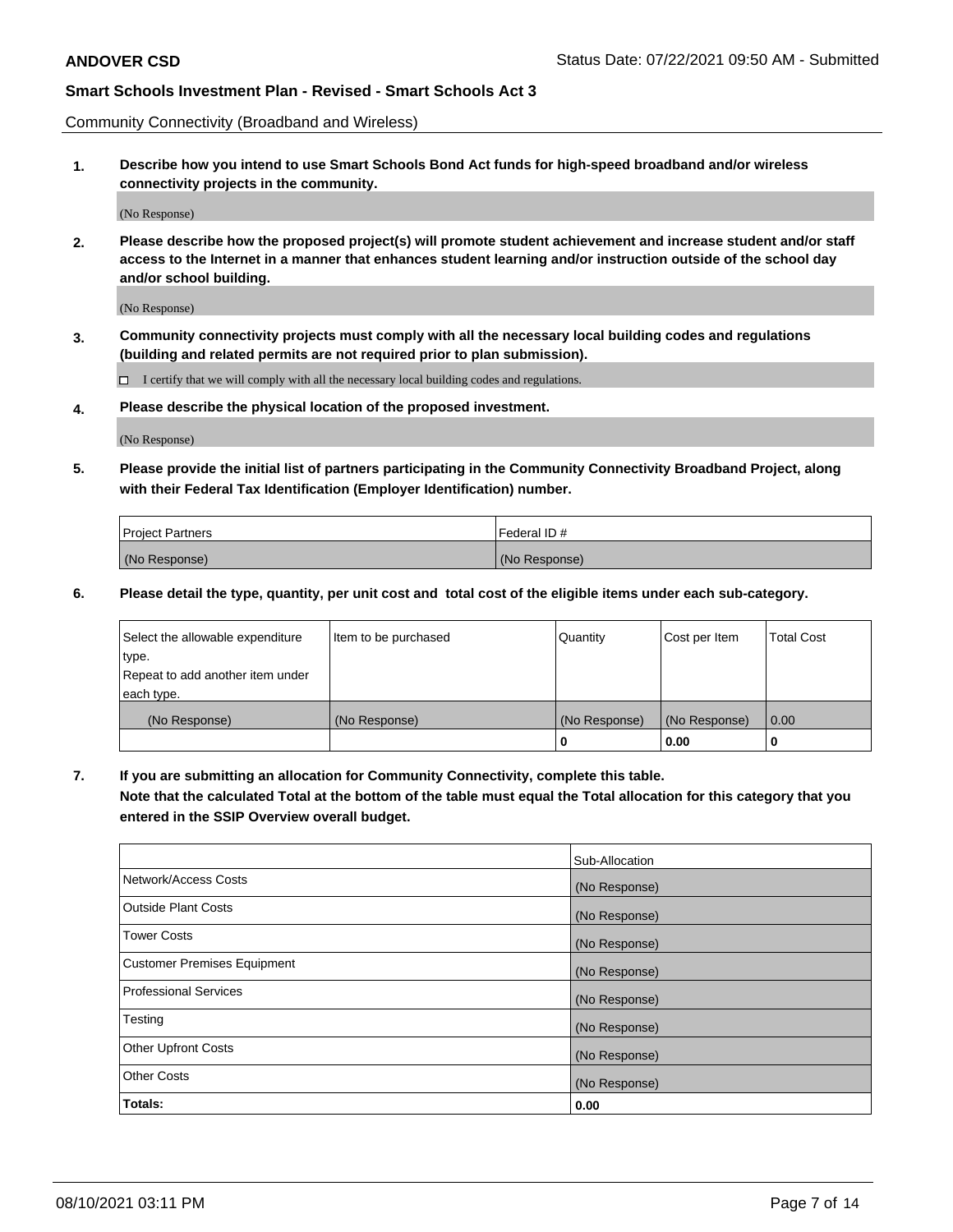Community Connectivity (Broadband and Wireless)

**1. Describe how you intend to use Smart Schools Bond Act funds for high-speed broadband and/or wireless connectivity projects in the community.**

(No Response)

**2. Please describe how the proposed project(s) will promote student achievement and increase student and/or staff access to the Internet in a manner that enhances student learning and/or instruction outside of the school day and/or school building.**

(No Response)

**3. Community connectivity projects must comply with all the necessary local building codes and regulations (building and related permits are not required prior to plan submission).**

☐ I certify that we will comply with all the necessary local building codes and regulations.

**4. Please describe the physical location of the proposed investment.**

(No Response)

**5. Please provide the initial list of partners participating in the Community Connectivity Broadband Project, along with their Federal Tax Identification (Employer Identification) number.**

| Project Partners | Federal ID # |
|---|---|
| (No Response) | (No Response) |

**6. Please detail the type, quantity, per unit cost and total cost of the eligible items under each sub-category.**

| Select the allowable expenditure type. Repeat to add another item under each type. | Item to be purchased | Quantity | Cost per Item | Total Cost |
|---|---|---|---|---|
| (No Response) | (No Response) | (No Response) | (No Response) | 0.00 |
| | | 0 | 0.00 | 0 |

**7. If you are submitting an allocation for Community Connectivity, complete this table. Note that the calculated Total at the bottom of the table must equal the Total allocation for this category that you entered in the SSIP Overview overall budget.**

| | Sub-Allocation |
|---|---|
| Network/Access Costs | (No Response) |
| Outside Plant Costs | (No Response) |
| Tower Costs | (No Response) |
| Customer Premises Equipment | (No Response) |
| Professional Services | (No Response) |
| Testing | (No Response) |
| Other Upfront Costs | (No Response) |
| Other Costs | (No Response) |
| **Totals:** | **0.00** |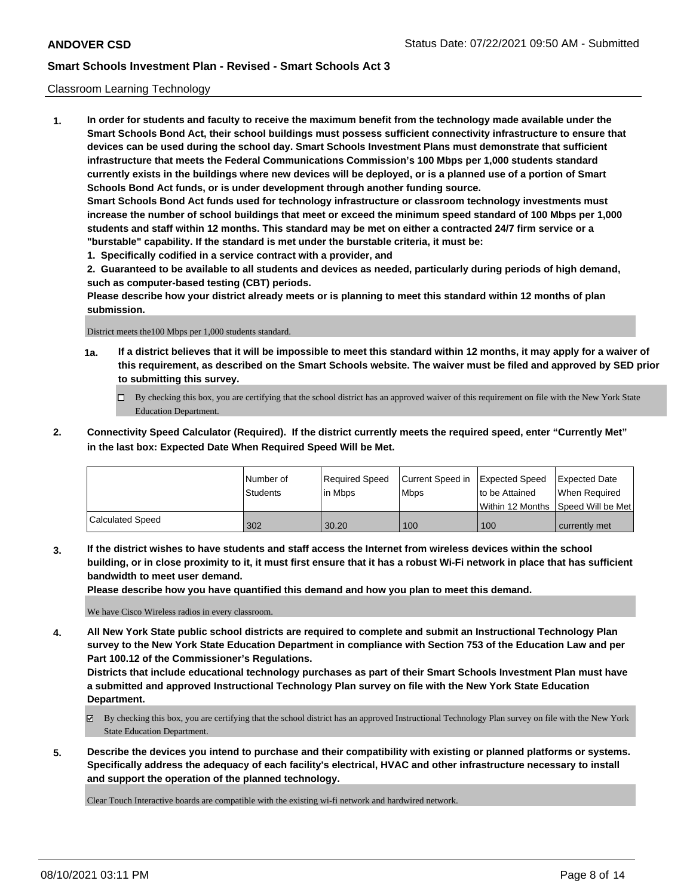Classroom Learning Technology

**1. In order for students and faculty to receive the maximum benefit from the technology made available under the Smart Schools Bond Act, their school buildings must possess sufficient connectivity infrastructure to ensure that devices can be used during the school day. Smart Schools Investment Plans must demonstrate that sufficient infrastructure that meets the Federal Communications Commission's 100 Mbps per 1,000 students standard currently exists in the buildings where new devices will be deployed, or is a planned use of a portion of Smart Schools Bond Act funds, or is under development through another funding source.**

**Smart Schools Bond Act funds used for technology infrastructure or classroom technology investments must increase the number of school buildings that meet or exceed the minimum speed standard of 100 Mbps per 1,000 students and staff within 12 months. This standard may be met on either a contracted 24/7 firm service or a "burstable" capability. If the standard is met under the burstable criteria, it must be:**

**1. Specifically codified in a service contract with a provider, and**

**2. Guaranteed to be available to all students and devices as needed, particularly during periods of high demand, such as computer-based testing (CBT) periods.**

**Please describe how your district already meets or is planning to meet this standard within 12 months of plan submission.**

District meets the100 Mbps per 1,000 students standard.

**1a. If a district believes that it will be impossible to meet this standard within 12 months, it may apply for a waiver of this requirement, as described on the Smart Schools website. The waiver must be filed and approved by SED prior to submitting this survey.**

☐ By checking this box, you are certifying that the school district has an approved waiver of this requirement on file with the New York State Education Department.

**2. Connectivity Speed Calculator (Required). If the district currently meets the required speed, enter "Currently Met" in the last box: Expected Date When Required Speed Will be Met.**

| | Number of Students | Required Speed in Mbps | Current Speed in Mbps | Expected Speed to be Attained Within 12 Months | Expected Date When Required Speed Will be Met |
|---|---|---|---|---|---|
| Calculated Speed | 302 | 30.20 | 100 | 100 | currently met |

**3. If the district wishes to have students and staff access the Internet from wireless devices within the school building, or in close proximity to it, it must first ensure that it has a robust Wi-Fi network in place that has sufficient bandwidth to meet user demand.**

**Please describe how you have quantified this demand and how you plan to meet this demand.**

We have Cisco Wireless radios in every classroom.

**4. All New York State public school districts are required to complete and submit an Instructional Technology Plan survey to the New York State Education Department in compliance with Section 753 of the Education Law and per Part 100.12 of the Commissioner's Regulations.**

**Districts that include educational technology purchases as part of their Smart Schools Investment Plan must have a submitted and approved Instructional Technology Plan survey on file with the New York State Education Department.**

☑ By checking this box, you are certifying that the school district has an approved Instructional Technology Plan survey on file with the New York State Education Department.

**5. Describe the devices you intend to purchase and their compatibility with existing or planned platforms or systems. Specifically address the adequacy of each facility's electrical, HVAC and other infrastructure necessary to install and support the operation of the planned technology.**

Clear Touch Interactive boards are compatible with the existing wi-fi network and hardwired network.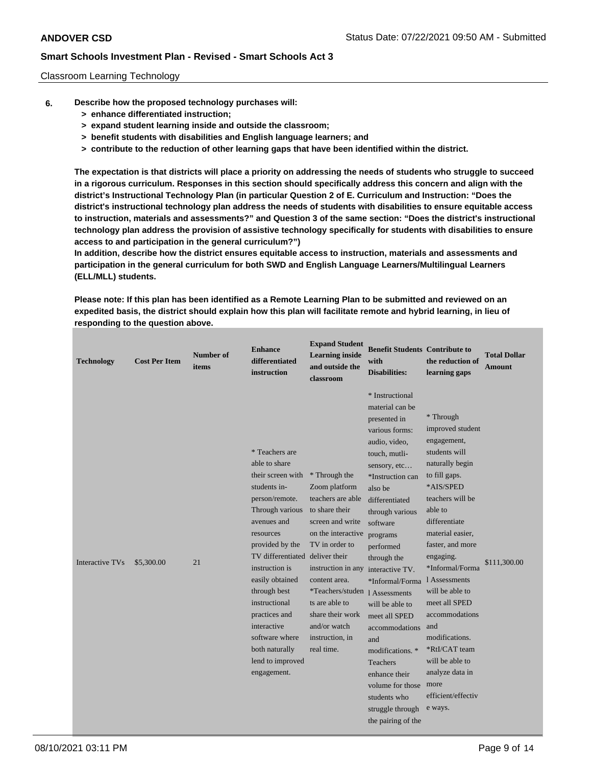Classroom Learning Technology

6. **Describe how the proposed technology purchases will:**
   **> enhance differentiated instruction;**
   **> expand student learning inside and outside the classroom;**
   **> benefit students with disabilities and English language learners; and**
   **> contribute to the reduction of other learning gaps that have been identified within the district.**

**The expectation is that districts will place a priority on addressing the needs of students who struggle to succeed in a rigorous curriculum. Responses in this section should specifically address this concern and align with the district's Instructional Technology Plan (in particular Question 2 of E. Curriculum and Instruction: "Does the district's instructional technology plan address the needs of students with disabilities to ensure equitable access to instruction, materials and assessments?" and Question 3 of the same section: "Does the district's instructional technology plan address the provision of assistive technology specifically for students with disabilities to ensure access to and participation in the general curriculum?")**
**In addition, describe how the district ensures equitable access to instruction, materials and assessments and participation in the general curriculum for both SWD and English Language Learners/Multilingual Learners (ELL/MLL) students.**

**Please note: If this plan has been identified as a Remote Learning Plan to be submitted and reviewed on an expedited basis, the district should explain how this plan will facilitate remote and hybrid learning, in lieu of responding to the question above.**

| Technology | Cost Per Item | Number of items | Enhance differentiated instruction | Expand Student Learning inside and outside the classroom | Benefit Students with Disabilities: | Contribute to the reduction of learning gaps | Total Dollar Amount |
|---|---|---|---|---|---|---|---|
| Interactive TVs | $5,300.00 | 21 | * Teachers are able to share their screen with students in-person/remote. Through various avenues and resources provided by the TV differentiated instruction is easily obtained through best instructional practices and interactive software where both naturally lend to improved engagement. | * Through the Zoom platform teachers are able to share their screen and write on the interactive TV in order to deliver their instruction in any content area. *Teachers/students are able to share their work and/or watch instruction, in real time. | * Instructional material can be presented in various forms: audio, video, touch, mutli-sensory, etc… *Instruction can also be differentiated through various software programs performed through the interactive TV. *Informal/Formal Assessments will be able to meet all SPED accommodations and modifications. * Teachers enhance their volume for those students who struggle through the pairing of the | * Through improved student engagement, students will naturally begin to fill gaps. *AIS/SPED teachers will be able to differentiate material easier, faster, and more engaging. *Informal/Formal Assessments will be able to meet all SPED accommodations and modifications. *RtI/CAT team will be able to analyze data in more efficient/effective ways. | $111,300.00 |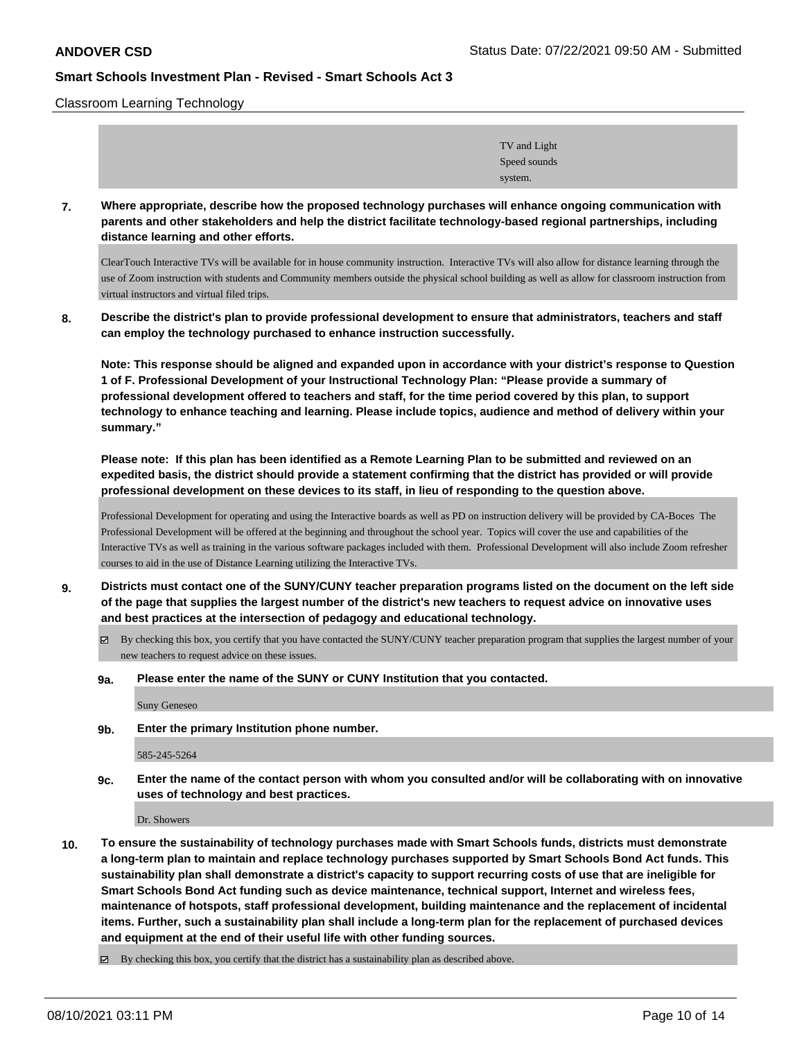Classroom Learning Technology

TV and Light Speed sounds system.

**7. Where appropriate, describe how the proposed technology purchases will enhance ongoing communication with parents and other stakeholders and help the district facilitate technology-based regional partnerships, including distance learning and other efforts.**

ClearTouch Interactive TVs will be available for in house community instruction. Interactive TVs will also allow for distance learning through the use of Zoom instruction with students and Community members outside the physical school building as well as allow for classroom instruction from virtual instructors and virtual filed trips.

**8. Describe the district's plan to provide professional development to ensure that administrators, teachers and staff can employ the technology purchased to enhance instruction successfully.**

**Note: This response should be aligned and expanded upon in accordance with your district's response to Question 1 of F. Professional Development of your Instructional Technology Plan: "Please provide a summary of professional development offered to teachers and staff, for the time period covered by this plan, to support technology to enhance teaching and learning. Please include topics, audience and method of delivery within your summary."**

**Please note: If this plan has been identified as a Remote Learning Plan to be submitted and reviewed on an expedited basis, the district should provide a statement confirming that the district has provided or will provide professional development on these devices to its staff, in lieu of responding to the question above.**

Professional Development for operating and using the Interactive boards as well as PD on instruction delivery will be provided by CA-Boces The Professional Development will be offered at the beginning and throughout the school year. Topics will cover the use and capabilities of the Interactive TVs as well as training in the various software packages included with them. Professional Development will also include Zoom refresher courses to aid in the use of Distance Learning utilizing the Interactive TVs.

**9. Districts must contact one of the SUNY/CUNY teacher preparation programs listed on the document on the left side of the page that supplies the largest number of the district's new teachers to request advice on innovative uses and best practices at the intersection of pedagogy and educational technology.**

☑ By checking this box, you certify that you have contacted the SUNY/CUNY teacher preparation program that supplies the largest number of your new teachers to request advice on these issues.

**9a. Please enter the name of the SUNY or CUNY Institution that you contacted.**

Suny Geneseo

**9b. Enter the primary Institution phone number.**

585-245-5264

**9c. Enter the name of the contact person with whom you consulted and/or will be collaborating with on innovative uses of technology and best practices.**

Dr. Showers

**10. To ensure the sustainability of technology purchases made with Smart Schools funds, districts must demonstrate a long-term plan to maintain and replace technology purchases supported by Smart Schools Bond Act funds. This sustainability plan shall demonstrate a district's capacity to support recurring costs of use that are ineligible for Smart Schools Bond Act funding such as device maintenance, technical support, Internet and wireless fees, maintenance of hotspots, staff professional development, building maintenance and the replacement of incidental items. Further, such a sustainability plan shall include a long-term plan for the replacement of purchased devices and equipment at the end of their useful life with other funding sources.**

☑ By checking this box, you certify that the district has a sustainability plan as described above.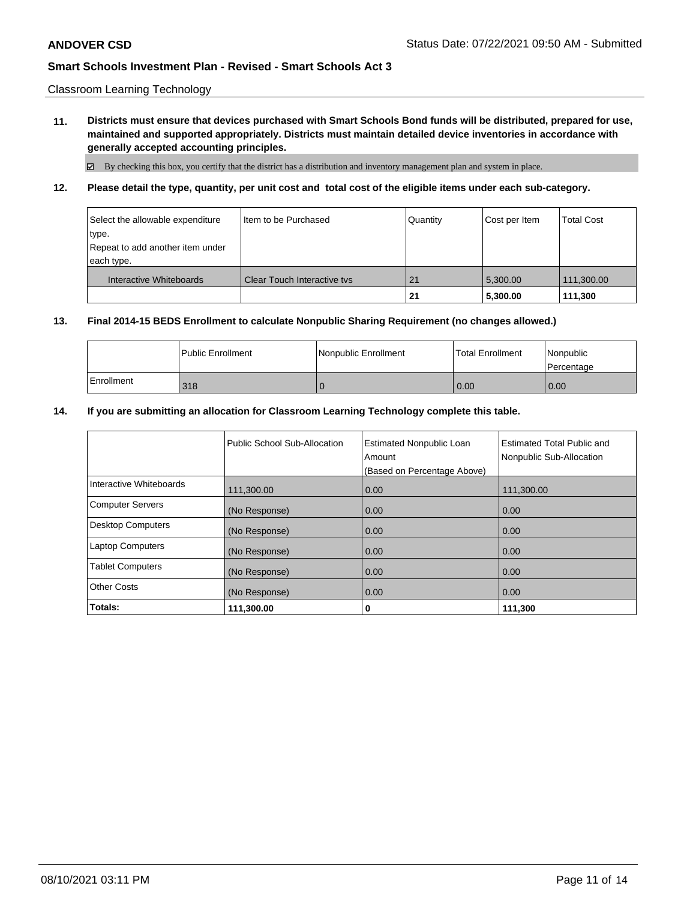Classroom Learning Technology

**11. Districts must ensure that devices purchased with Smart Schools Bond funds will be distributed, prepared for use, maintained and supported appropriately. Districts must maintain detailed device inventories in accordance with generally accepted accounting principles.**

☑ By checking this box, you certify that the district has a distribution and inventory management plan and system in place.

**12. Please detail the type, quantity, per unit cost and total cost of the eligible items under each sub-category.**

| Select the allowable expenditure type. Repeat to add another item under each type. | Item to be Purchased | Quantity | Cost per Item | Total Cost |
|---|---|---|---|---|
| Interactive Whiteboards | Clear Touch Interactive tvs | 21 | 5,300.00 | 111,300.00 |
| | | **21** | **5,300.00** | **111,300** |

**13. Final 2014-15 BEDS Enrollment to calculate Nonpublic Sharing Requirement (no changes allowed.)**

| | Public Enrollment | Nonpublic Enrollment | Total Enrollment | Nonpublic Percentage |
|---|---|---|---|---|
| Enrollment | 318 | 0 | 0.00 | 0.00 |

**14. If you are submitting an allocation for Classroom Learning Technology complete this table.**

| | Public School Sub-Allocation | Estimated Nonpublic Loan Amount (Based on Percentage Above) | Estimated Total Public and Nonpublic Sub-Allocation |
|---|---|---|---|
| Interactive Whiteboards | 111,300.00 | 0.00 | 111,300.00 |
| Computer Servers | (No Response) | 0.00 | 0.00 |
| Desktop Computers | (No Response) | 0.00 | 0.00 |
| Laptop Computers | (No Response) | 0.00 | 0.00 |
| Tablet Computers | (No Response) | 0.00 | 0.00 |
| Other Costs | (No Response) | 0.00 | 0.00 |
| **Totals:** | **111,300.00** | **0** | **111,300** |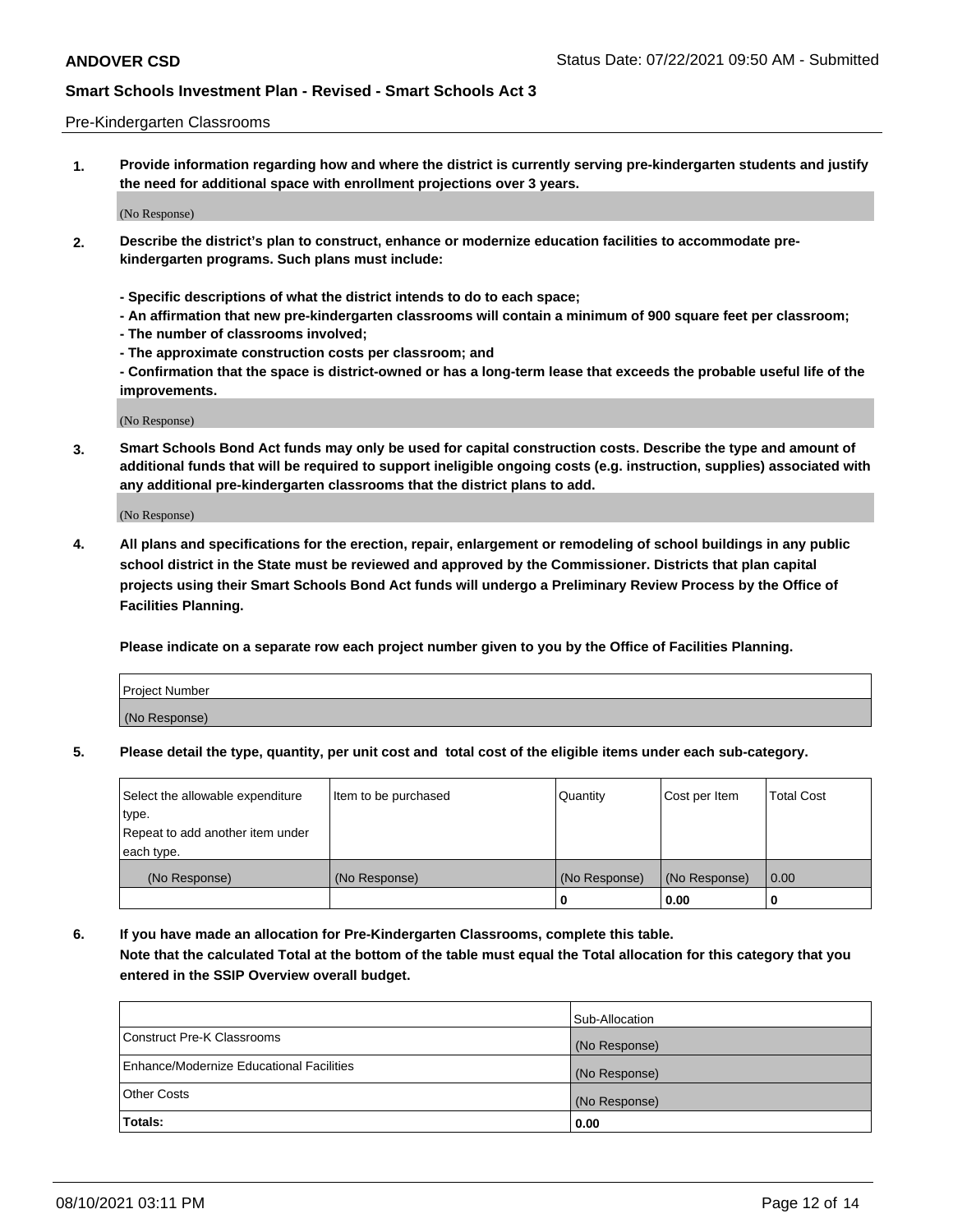Pre-Kindergarten Classrooms

**1. Provide information regarding how and where the district is currently serving pre-kindergarten students and justify the need for additional space with enrollment projections over 3 years.**

(No Response)

**2. Describe the district's plan to construct, enhance or modernize education facilities to accommodate pre-kindergarten programs. Such plans must include:**

**- Specific descriptions of what the district intends to do to each space;**
**- An affirmation that new pre-kindergarten classrooms will contain a minimum of 900 square feet per classroom;**
**- The number of classrooms involved;**
**- The approximate construction costs per classroom; and**
**- Confirmation that the space is district-owned or has a long-term lease that exceeds the probable useful life of the improvements.**

(No Response)

**3. Smart Schools Bond Act funds may only be used for capital construction costs. Describe the type and amount of additional funds that will be required to support ineligible ongoing costs (e.g. instruction, supplies) associated with any additional pre-kindergarten classrooms that the district plans to add.**

(No Response)

**4. All plans and specifications for the erection, repair, enlargement or remodeling of school buildings in any public school district in the State must be reviewed and approved by the Commissioner. Districts that plan capital projects using their Smart Schools Bond Act funds will undergo a Preliminary Review Process by the Office of Facilities Planning.**

**Please indicate on a separate row each project number given to you by the Office of Facilities Planning.**

| Project Number |
|---|
| (No Response) |

**5. Please detail the type, quantity, per unit cost and total cost of the eligible items under each sub-category.**

| Select the allowable expenditure type. Repeat to add another item under each type. | Item to be purchased | Quantity | Cost per Item | Total Cost |
|---|---|---|---|---|
| (No Response) | (No Response) | (No Response) | (No Response) | 0.00 |
| | | 0 | 0.00 | 0 |

**6. If you have made an allocation for Pre-Kindergarten Classrooms, complete this table. Note that the calculated Total at the bottom of the table must equal the Total allocation for this category that you entered in the SSIP Overview overall budget.**

| | Sub-Allocation |
|---|---|
| Construct Pre-K Classrooms | (No Response) |
| Enhance/Modernize Educational Facilities | (No Response) |
| Other Costs | (No Response) |
| **Totals:** | **0.00** |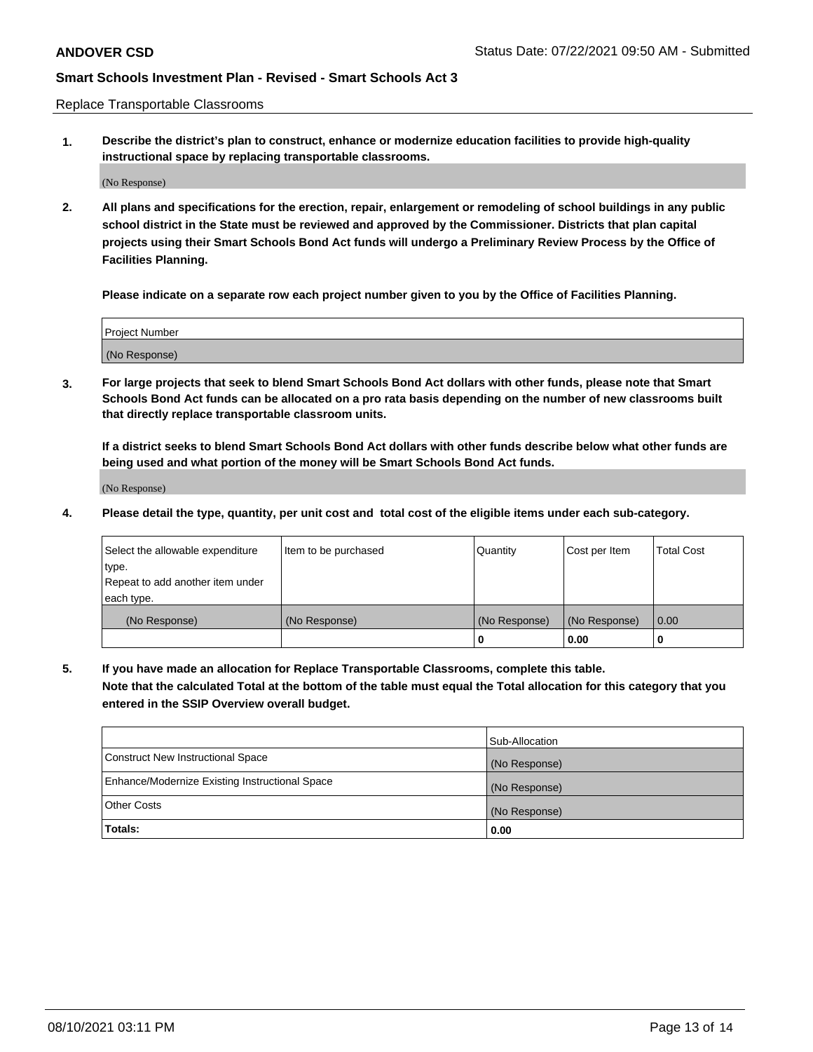Replace Transportable Classrooms

**1. Describe the district's plan to construct, enhance or modernize education facilities to provide high-quality instructional space by replacing transportable classrooms.**

(No Response)

**2. All plans and specifications for the erection, repair, enlargement or remodeling of school buildings in any public school district in the State must be reviewed and approved by the Commissioner. Districts that plan capital projects using their Smart Schools Bond Act funds will undergo a Preliminary Review Process by the Office of Facilities Planning.**

**Please indicate on a separate row each project number given to you by the Office of Facilities Planning.**

| Project Number |
|---|
| (No Response) |

**3. For large projects that seek to blend Smart Schools Bond Act dollars with other funds, please note that Smart Schools Bond Act funds can be allocated on a pro rata basis depending on the number of new classrooms built that directly replace transportable classroom units.**

**If a district seeks to blend Smart Schools Bond Act dollars with other funds describe below what other funds are being used and what portion of the money will be Smart Schools Bond Act funds.**

(No Response)

**4. Please detail the type, quantity, per unit cost and total cost of the eligible items under each sub-category.**

| Select the allowable expenditure type. Repeat to add another item under each type. | Item to be purchased | Quantity | Cost per Item | Total Cost |
|---|---|---|---|---|
| (No Response) | (No Response) | (No Response) | (No Response) | 0.00 |
| | | 0 | 0.00 | 0 |

**5. If you have made an allocation for Replace Transportable Classrooms, complete this table. Note that the calculated Total at the bottom of the table must equal the Total allocation for this category that you entered in the SSIP Overview overall budget.**

| | Sub-Allocation |
|---|---|
| Construct New Instructional Space | (No Response) |
| Enhance/Modernize Existing Instructional Space | (No Response) |
| Other Costs | (No Response) |
| **Totals:** | **0.00** |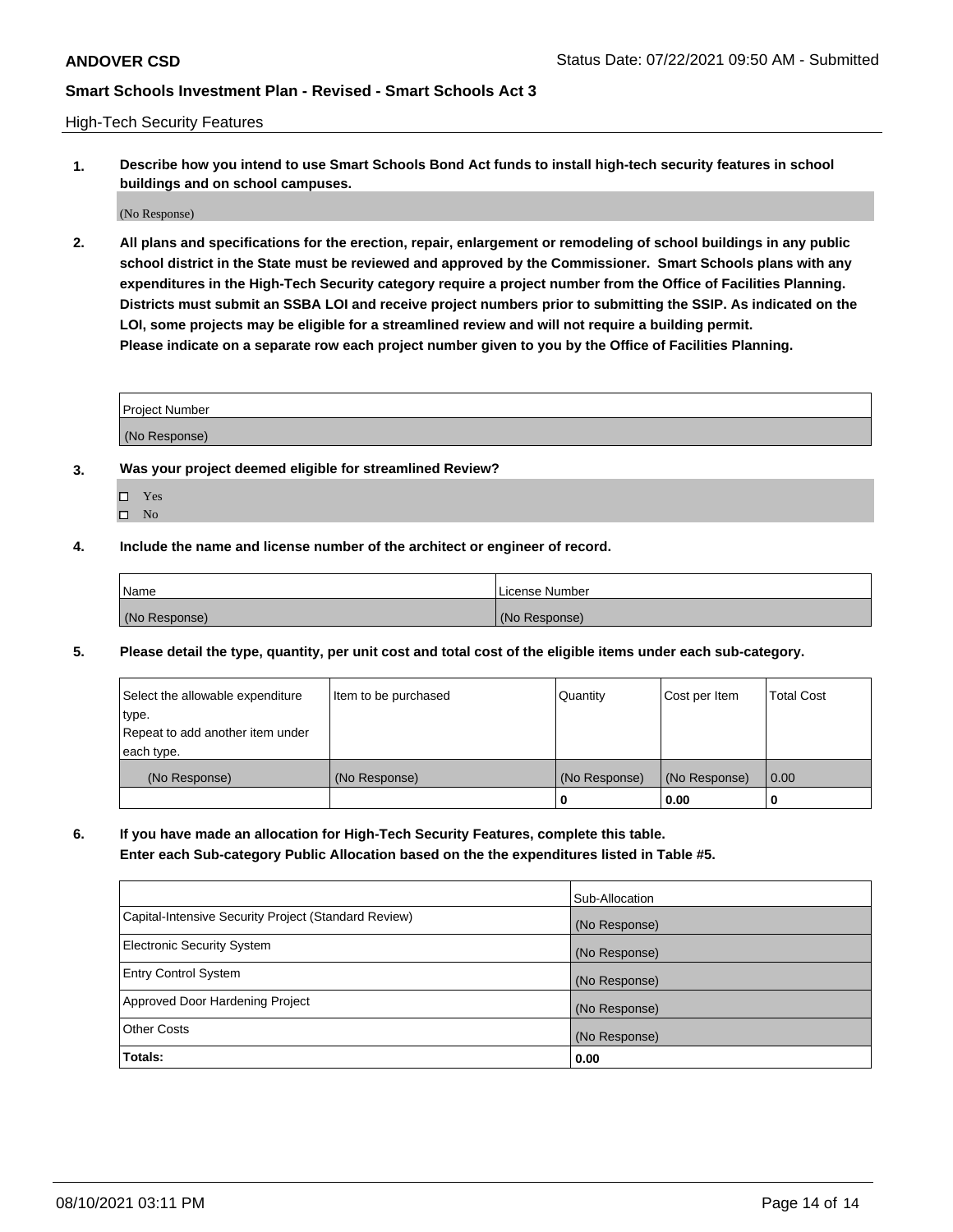High-Tech Security Features

**1. Describe how you intend to use Smart Schools Bond Act funds to install high-tech security features in school buildings and on school campuses.**

(No Response)

**2. All plans and specifications for the erection, repair, enlargement or remodeling of school buildings in any public school district in the State must be reviewed and approved by the Commissioner. Smart Schools plans with any expenditures in the High-Tech Security category require a project number from the Office of Facilities Planning. Districts must submit an SSBA LOI and receive project numbers prior to submitting the SSIP. As indicated on the LOI, some projects may be eligible for a streamlined review and will not require a building permit.**
**Please indicate on a separate row each project number given to you by the Office of Facilities Planning.**

| Project Number |
|---|
| (No Response) |

**3. Was your project deemed eligible for streamlined Review?**

- ☐ Yes
- ☐ No

**4. Include the name and license number of the architect or engineer of record.**

| Name | License Number |
|---|---|
| (No Response) | (No Response) |

**5. Please detail the type, quantity, per unit cost and total cost of the eligible items under each sub-category.**

| Select the allowable expenditure type. Repeat to add another item under each type. | Item to be purchased | Quantity | Cost per Item | Total Cost |
|---|---|---|---|---|
| (No Response) | (No Response) | (No Response) | (No Response) | 0.00 |
| | | 0 | 0.00 | 0 |

**6. If you have made an allocation for High-Tech Security Features, complete this table.**
**Enter each Sub-category Public Allocation based on the the expenditures listed in Table #5.**

| | Sub-Allocation |
|---|---|
| Capital-Intensive Security Project (Standard Review) | (No Response) |
| Electronic Security System | (No Response) |
| Entry Control System | (No Response) |
| Approved Door Hardening Project | (No Response) |
| Other Costs | (No Response) |
| **Totals:** | **0.00** |